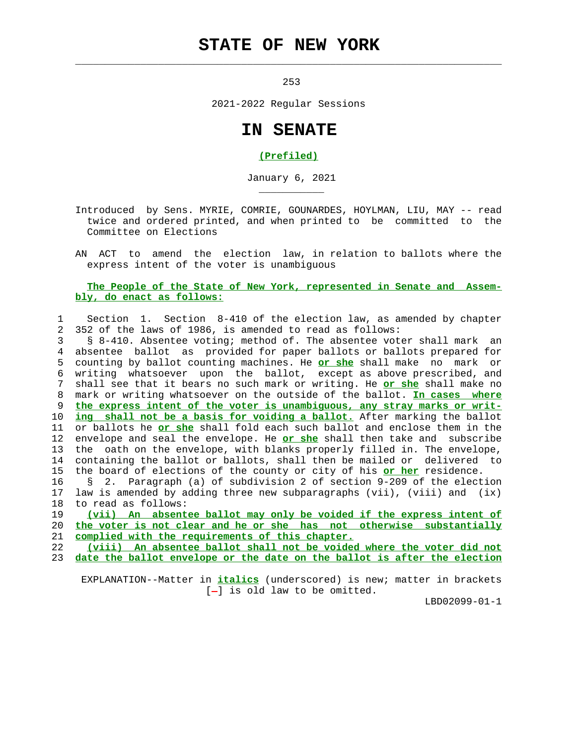# STATE OF NEW YORK

253

2021-2022 Regular Sessions

# IN SENATE

**(Prefiled)**

January 6, 2021

Introduced by Sens. MYRIE, COMRIE, GOUNARDES, HOYLMAN, LIU, MAY -- read twice and ordered printed, and when printed to be committed to the Committee on Elections

AN ACT to amend the election law, in relation to ballots where the express intent of the voter is unambiguous

**The People of the State of New York, represented in Senate and Assembly, do enact as follows:**

Section 1. Section 8-410 of the election law, as amended by chapter 352 of the laws of 1986, is amended to read as follows:

§ 8-410. Absentee voting; method of. The absentee voter shall mark an absentee ballot as provided for paper ballots or ballots prepared for counting by ballot counting machines. He **or she** shall make no mark or writing whatsoever upon the ballot, except as above prescribed, and shall see that it bears no such mark or writing. He **or she** shall make no mark or writing whatsoever on the outside of the ballot. **In cases where the express intent of the voter is unambiguous, any stray marks or writing shall not be a basis for voiding a ballot.** After marking the ballot or ballots he **or she** shall fold each such ballot and enclose them in the envelope and seal the envelope. He **or she** shall then take and subscribe the oath on the envelope, with blanks properly filled in. The envelope, containing the ballot or ballots, shall then be mailed or delivered to the board of elections of the county or city of his **or her** residence.

§ 2. Paragraph (a) of subdivision 2 of section 9-209 of the election law is amended by adding three new subparagraphs (vii), (viii) and (ix) to read as follows:

**(vii) An absentee ballot may only be voided if the express intent of the voter is not clear and he or she has not otherwise substantially complied with the requirements of this chapter.**

**(viii) An absentee ballot shall not be voided where the voter did not date the ballot envelope or the date on the ballot is after the election**

EXPLANATION--Matter in ***italics*** (underscored) is new; matter in brackets [-] is old law to be omitted.

LBD02099-01-1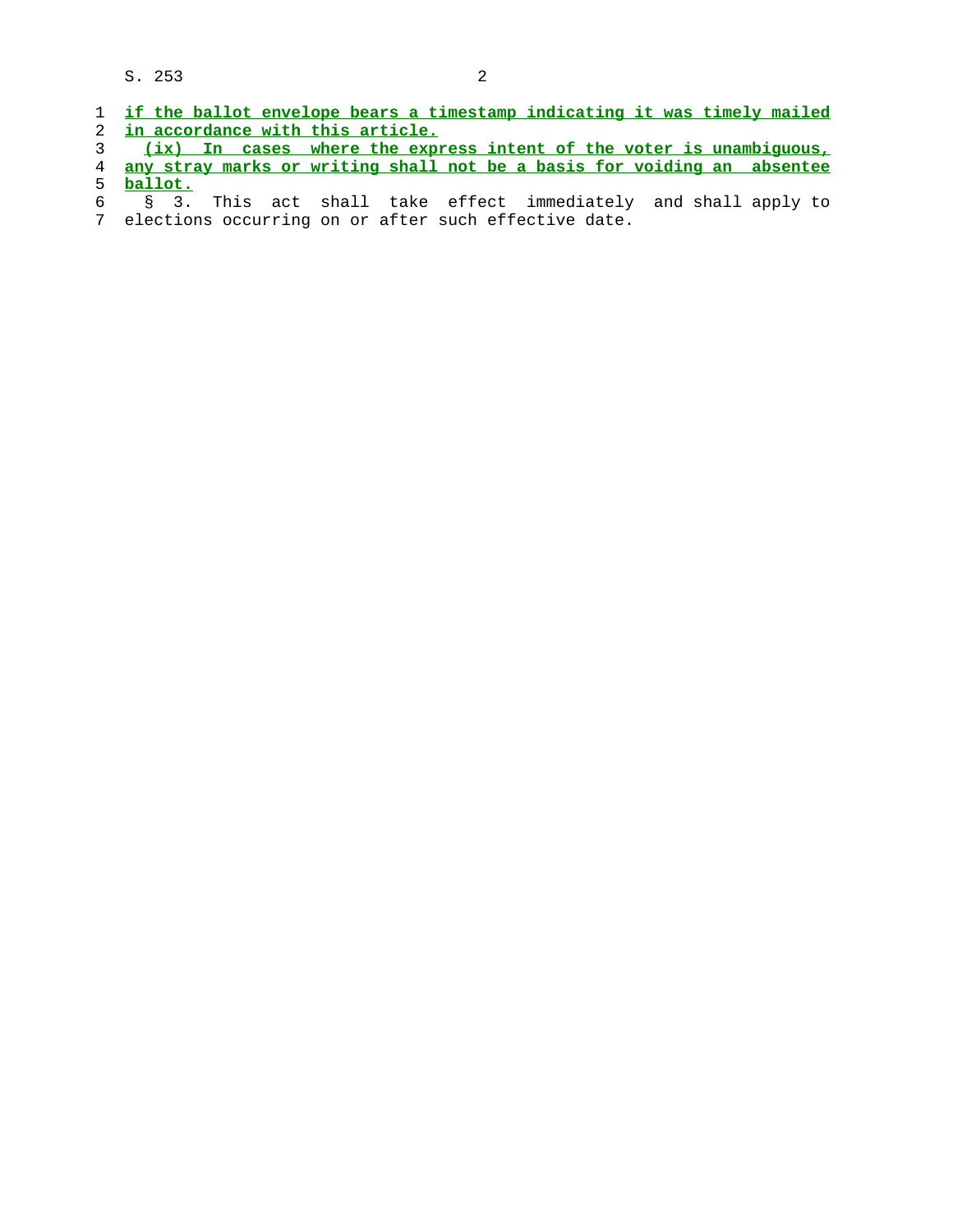if the ballot envelope bears a timestamp indicating it was timely mailed in accordance with this article.

(ix) In cases where the express intent of the voter is unambiguous, any stray marks or writing shall not be a basis for voiding an absentee ballot.

§ 3. This act shall take effect immediately and shall apply to elections occurring on or after such effective date.